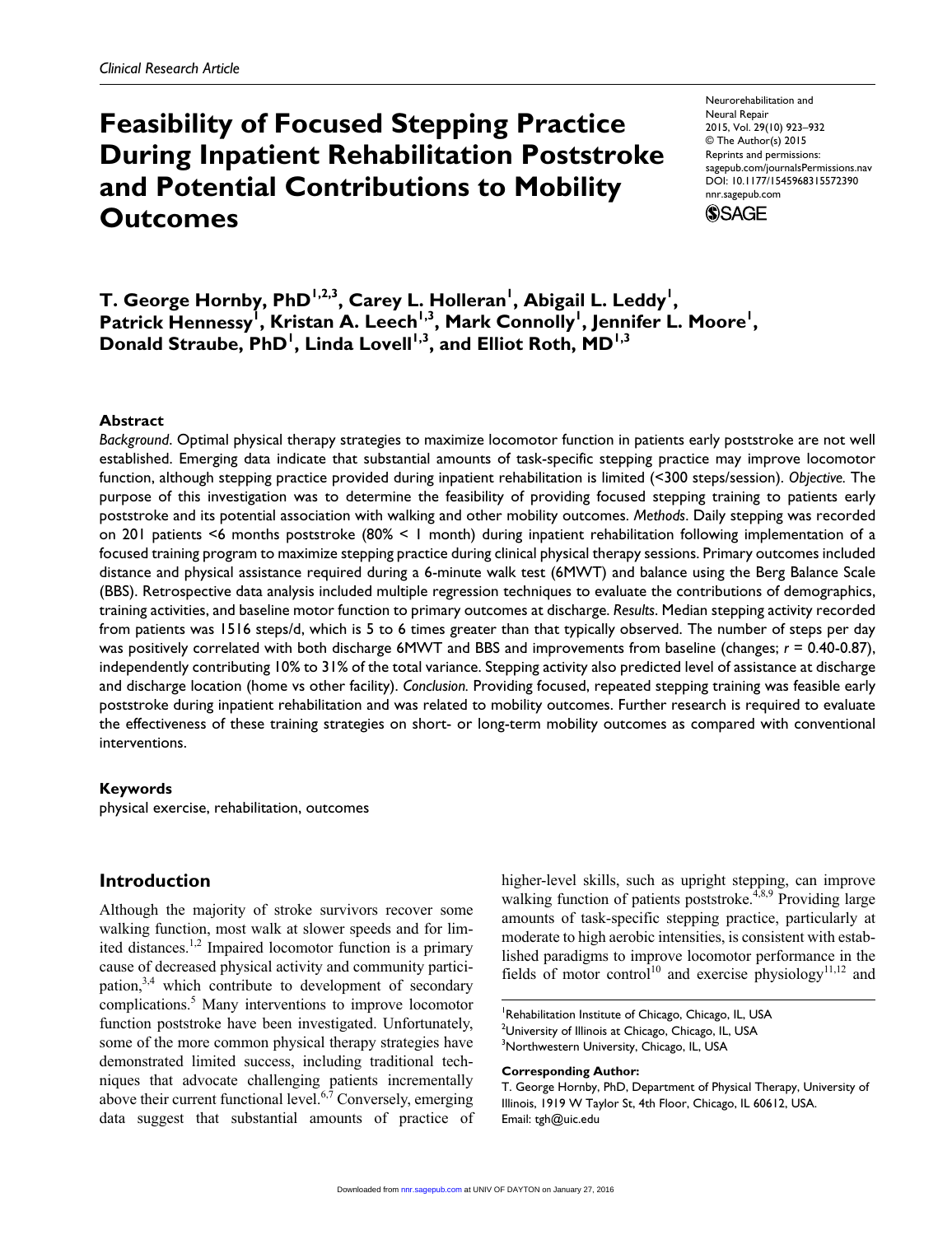Clinical Research Article

# Feasibility of Focused Stepping Practice During Inpatient Rehabilitation Poststroke and Potential Contributions to Mobility Outcomes

**T. George Hornby, PhD[1,2,3], Carey L. Holleran[1], Abigail L. Leddy[1], Patrick Hennessy[1], Kristan A. Leech[1,3], Mark Connolly[1], Jennifer L. Moore[1], Donald Straube, PhD[1], Linda Lovell[1,3], and Elliot Roth, MD[1,3]**

## Abstract

*Background*. Optimal physical therapy strategies to maximize locomotor function in patients early poststroke are not well established. Emerging data indicate that substantial amounts of task-specific stepping practice may improve locomotor function, although stepping practice provided during inpatient rehabilitation is limited (<300 steps/session). *Objective.* The purpose of this investigation was to determine the feasibility of providing focused stepping training to patients early poststroke and its potential association with walking and other mobility outcomes. *Methods*. Daily stepping was recorded on 201 patients <6 months poststroke (80% < 1 month) during inpatient rehabilitation following implementation of a focused training program to maximize stepping practice during clinical physical therapy sessions. Primary outcomes included distance and physical assistance required during a 6-minute walk test (6MWT) and balance using the Berg Balance Scale (BBS). Retrospective data analysis included multiple regression techniques to evaluate the contributions of demographics, training activities, and baseline motor function to primary outcomes at discharge. *Results*. Median stepping activity recorded from patients was 1516 steps/d, which is 5 to 6 times greater than that typically observed. The number of steps per day was positively correlated with both discharge 6MWT and BBS and improvements from baseline (changes; $r$ = 0.40-0.87), independently contributing 10% to 31% of the total variance. Stepping activity also predicted level of assistance at discharge and discharge location (home vs other facility). *Conclusion.* Providing focused, repeated stepping training was feasible early poststroke during inpatient rehabilitation and was related to mobility outcomes. Further research is required to evaluate the effectiveness of these training strategies on short- or long-term mobility outcomes as compared with conventional interventions.

### Keywords

physical exercise, rehabilitation, outcomes

## Introduction

Although the majority of stroke survivors recover some walking function, most walk at slower speeds and for limited distances.[1,2] Impaired locomotor function is a primary cause of decreased physical activity and community participation,[3,4] which contribute to development of secondary complications.[5] Many interventions to improve locomotor function poststroke have been investigated. Unfortunately, some of the more common physical therapy strategies have demonstrated limited success, including traditional techniques that advocate challenging patients incrementally above their current functional level.[6,7] Conversely, emerging data suggest that substantial amounts of practice of higher-level skills, such as upright stepping, can improve walking function of patients poststroke.[4,8,9] Providing large amounts of task-specific stepping practice, particularly at moderate to high aerobic intensities, is consistent with established paradigms to improve locomotor performance in the fields of motor control[10] and exercise physiology[11,12] and

[1]Rehabilitation Institute of Chicago, Chicago, IL, USA
[2]University of Illinois at Chicago, Chicago, IL, USA
[3]Northwestern University, Chicago, IL, USA

**Corresponding Author:**
T. George Hornby, PhD, Department of Physical Therapy, University of Illinois, 1919 W Taylor St, 4th Floor, Chicago, IL 60612, USA.
Email: tgh@uic.edu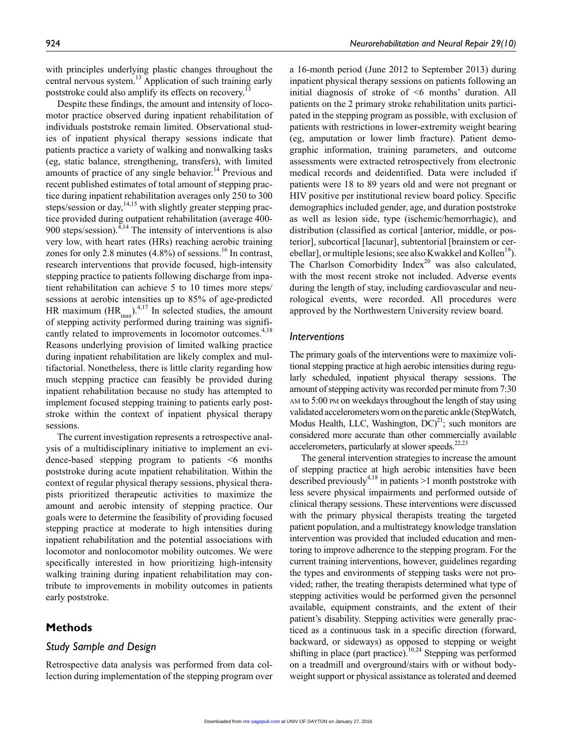with principles underlying plastic changes throughout the central nervous system.[13] Application of such training early poststroke could also amplify its effects on recovery.[13]

Despite these findings, the amount and intensity of locomotor practice observed during inpatient rehabilitation of individuals poststroke remain limited. Observational studies of inpatient physical therapy sessions indicate that patients practice a variety of walking and nonwalking tasks (eg, static balance, strengthening, transfers), with limited amounts of practice of any single behavior.[14] Previous and recent published estimates of total amount of stepping practice during inpatient rehabilitation averages only 250 to 300 steps/session or day,[14,15] with slightly greater stepping practice provided during outpatient rehabilitation (average 400-900 steps/session).[4,14] The intensity of interventions is also very low, with heart rates (HRs) reaching aerobic training zones for only 2.8 minutes (4.8%) of sessions.[16] In contrast, research interventions that provide focused, high-intensity stepping practice to patients following discharge from inpatient rehabilitation can achieve 5 to 10 times more steps/sessions at aerobic intensities up to 85% of age-predicted HR maximum ($HR_{max}$).[4,17] In selected studies, the amount of stepping activity performed during training was significantly related to improvements in locomotor outcomes.[4,18] Reasons underlying provision of limited walking practice during inpatient rehabilitation are likely complex and multifactorial. Nonetheless, there is little clarity regarding how much stepping practice can feasibly be provided during inpatient rehabilitation because no study has attempted to implement focused stepping training to patients early poststroke within the context of inpatient physical therapy sessions.

The current investigation represents a retrospective analysis of a multidisciplinary initiative to implement an evidence-based stepping program to patients <6 months poststroke during acute inpatient rehabilitation. Within the context of regular physical therapy sessions, physical therapists prioritized therapeutic activities to maximize the amount and aerobic intensity of stepping practice. Our goals were to determine the feasibility of providing focused stepping practice at moderate to high intensities during inpatient rehabilitation and the potential associations with locomotor and nonlocomotor mobility outcomes. We were specifically interested in how prioritizing high-intensity walking training during inpatient rehabilitation may contribute to improvements in mobility outcomes in patients early poststroke.

## Methods

### Study Sample and Design

Retrospective data analysis was performed from data collection during implementation of the stepping program over a 16-month period (June 2012 to September 2013) during inpatient physical therapy sessions on patients following an initial diagnosis of stroke of <6 months' duration. All patients on the 2 primary stroke rehabilitation units participated in the stepping program as possible, with exclusion of patients with restrictions in lower-extremity weight bearing (eg, amputation or lower limb fracture). Patient demographic information, training parameters, and outcome assessments were extracted retrospectively from electronic medical records and deidentified. Data were included if patients were 18 to 89 years old and were not pregnant or HIV positive per institutional review board policy. Specific demographics included gender, age, and duration poststroke as well as lesion side, type (ischemic/hemorrhagic), and distribution (classified as cortical [anterior, middle, or posterior], subcortical [lacunar], subtentorial [brainstem or cerebellar], or multiple lesions; see also Kwakkel and Kollen[19]). The Charlson Comorbidity Index[20] was also calculated, with the most recent stroke not included. Adverse events during the length of stay, including cardiovascular and neurological events, were recorded. All procedures were approved by the Northwestern University review board.

### Interventions

The primary goals of the interventions were to maximize volitional stepping practice at high aerobic intensities during regularly scheduled, inpatient physical therapy sessions. The amount of stepping activity was recorded per minute from 7:30 AM to 5:00 PM on weekdays throughout the length of stay using validated accelerometers worn on the paretic ankle (StepWatch, Modus Health, LLC, Washington, DC)[21]; such monitors are considered more accurate than other commercially available accelerometers, particularly at slower speeds.[22,23]

The general intervention strategies to increase the amount of stepping practice at high aerobic intensities have been described previously[4,18] in patients >1 month poststroke with less severe physical impairments and performed outside of clinical therapy sessions. These interventions were discussed with the primary physical therapists treating the targeted patient population, and a multistrategy knowledge translation intervention was provided that included education and mentoring to improve adherence to the stepping program. For the current training interventions, however, guidelines regarding the types and environments of stepping tasks were not provided; rather, the treating therapists determined what type of stepping activities would be performed given the personnel available, equipment constraints, and the extent of their patient's disability. Stepping activities were generally practiced as a continuous task in a specific direction (forward, backward, or sideways) as opposed to stepping or weight shifting in place (part practice).[10,24] Stepping was performed on a treadmill and overground/stairs with or without body-weight support or physical assistance as tolerated and deemed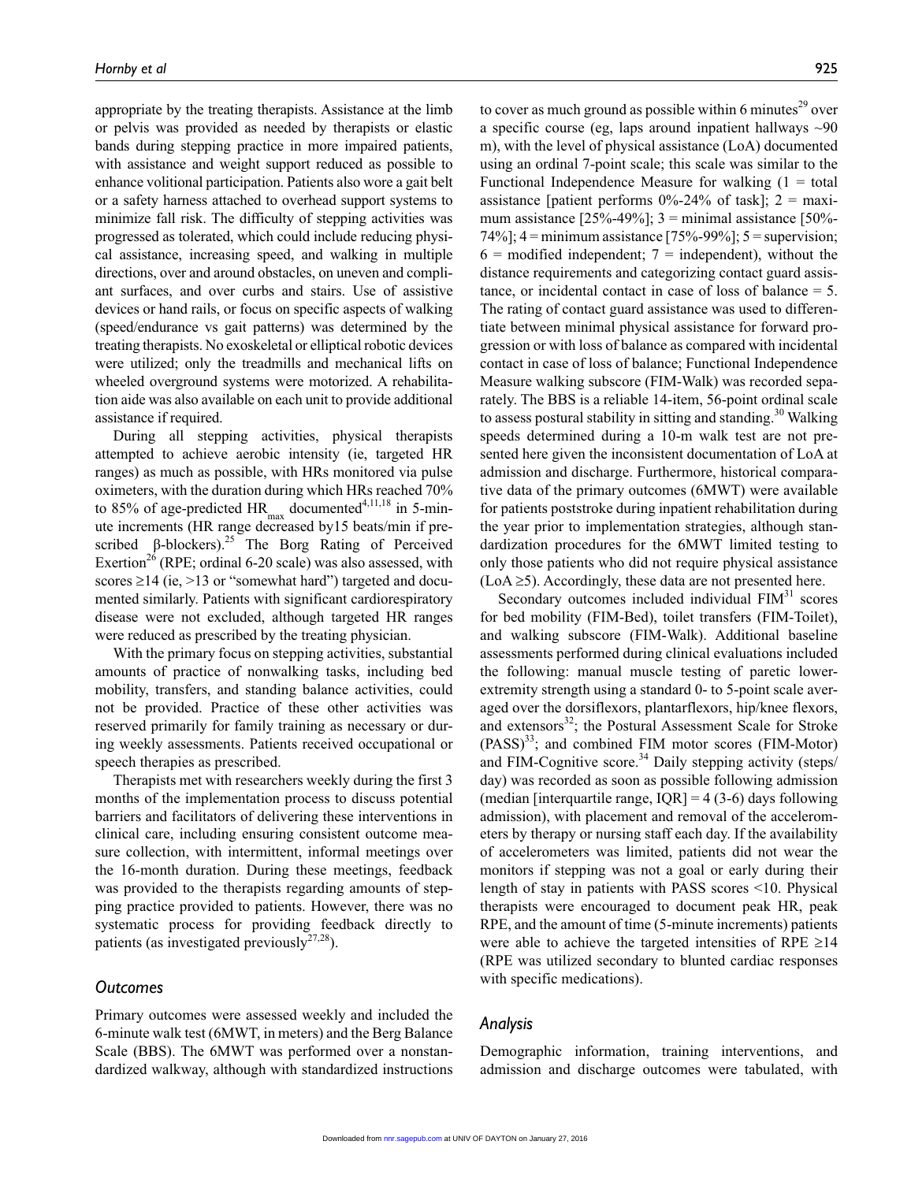appropriate by the treating therapists. Assistance at the limb or pelvis was provided as needed by therapists or elastic bands during stepping practice in more impaired patients, with assistance and weight support reduced as possible to enhance volitional participation. Patients also wore a gait belt or a safety harness attached to overhead support systems to minimize fall risk. The difficulty of stepping activities was progressed as tolerated, which could include reducing physical assistance, increasing speed, and walking in multiple directions, over and around obstacles, on uneven and compliant surfaces, and over curbs and stairs. Use of assistive devices or hand rails, or focus on specific aspects of walking (speed/endurance vs gait patterns) was determined by the treating therapists. No exoskeletal or elliptical robotic devices were utilized; only the treadmills and mechanical lifts on wheeled overground systems were motorized. A rehabilitation aide was also available on each unit to provide additional assistance if required.

During all stepping activities, physical therapists attempted to achieve aerobic intensity (ie, targeted HR ranges) as much as possible, with HRs monitored via pulse oximeters, with the duration during which HRs reached 70% to 85% of age-predicted $HR_{max}$ documented[4,11,18] in 5-minute increments (HR range decreased by15 beats/min if prescribed β-blockers).[25] The Borg Rating of Perceived Exertion[26] (RPE; ordinal 6-20 scale) was also assessed, with scores ≥14 (ie, >13 or "somewhat hard") targeted and documented similarly. Patients with significant cardiorespiratory disease were not excluded, although targeted HR ranges were reduced as prescribed by the treating physician.

With the primary focus on stepping activities, substantial amounts of practice of nonwalking tasks, including bed mobility, transfers, and standing balance activities, could not be provided. Practice of these other activities was reserved primarily for family training as necessary or during weekly assessments. Patients received occupational or speech therapies as prescribed.

Therapists met with researchers weekly during the first 3 months of the implementation process to discuss potential barriers and facilitators of delivering these interventions in clinical care, including ensuring consistent outcome measure collection, with intermittent, informal meetings over the 16-month duration. During these meetings, feedback was provided to the therapists regarding amounts of stepping practice provided to patients. However, there was no systematic process for providing feedback directly to patients (as investigated previously[27,28]).

## Outcomes

Primary outcomes were assessed weekly and included the 6-minute walk test (6MWT, in meters) and the Berg Balance Scale (BBS). The 6MWT was performed over a nonstandardized walkway, although with standardized instructions to cover as much ground as possible within 6 minutes[29] over a specific course (eg, laps around inpatient hallways ~90 m), with the level of physical assistance (LoA) documented using an ordinal 7-point scale; this scale was similar to the Functional Independence Measure for walking (1 = total assistance [patient performs 0%-24% of task]; 2 = maximum assistance [25%-49%]; 3 = minimal assistance [50%-74%]; 4 = minimum assistance [75%-99%]; 5 = supervision; 6 = modified independent; 7 = independent), without the distance requirements and categorizing contact guard assistance, or incidental contact in case of loss of balance = 5. The rating of contact guard assistance was used to differentiate between minimal physical assistance for forward progression or with loss of balance as compared with incidental contact in case of loss of balance; Functional Independence Measure walking subscore (FIM-Walk) was recorded separately. The BBS is a reliable 14-item, 56-point ordinal scale to assess postural stability in sitting and standing.[30] Walking speeds determined during a 10-m walk test are not presented here given the inconsistent documentation of LoA at admission and discharge. Furthermore, historical comparative data of the primary outcomes (6MWT) were available for patients poststroke during inpatient rehabilitation during the year prior to implementation strategies, although standardization procedures for the 6MWT limited testing to only those patients who did not require physical assistance (LoA ≥5). Accordingly, these data are not presented here.

Secondary outcomes included individual FIM[31] scores for bed mobility (FIM-Bed), toilet transfers (FIM-Toilet), and walking subscore (FIM-Walk). Additional baseline assessments performed during clinical evaluations included the following: manual muscle testing of paretic lower-extremity strength using a standard 0- to 5-point scale averaged over the dorsiflexors, plantarflexors, hip/knee flexors, and extensors[32]; the Postural Assessment Scale for Stroke (PASS)[33]; and combined FIM motor scores (FIM-Motor) and FIM-Cognitive score.[34] Daily stepping activity (steps/day) was recorded as soon as possible following admission (median [interquartile range, IQR] = 4 (3-6) days following admission), with placement and removal of the accelerometers by therapy or nursing staff each day. If the availability of accelerometers was limited, patients did not wear the monitors if stepping was not a goal or early during their length of stay in patients with PASS scores <10. Physical therapists were encouraged to document peak HR, peak RPE, and the amount of time (5-minute increments) patients were able to achieve the targeted intensities of RPE ≥14 (RPE was utilized secondary to blunted cardiac responses with specific medications).

## Analysis

Demographic information, training interventions, and admission and discharge outcomes were tabulated, with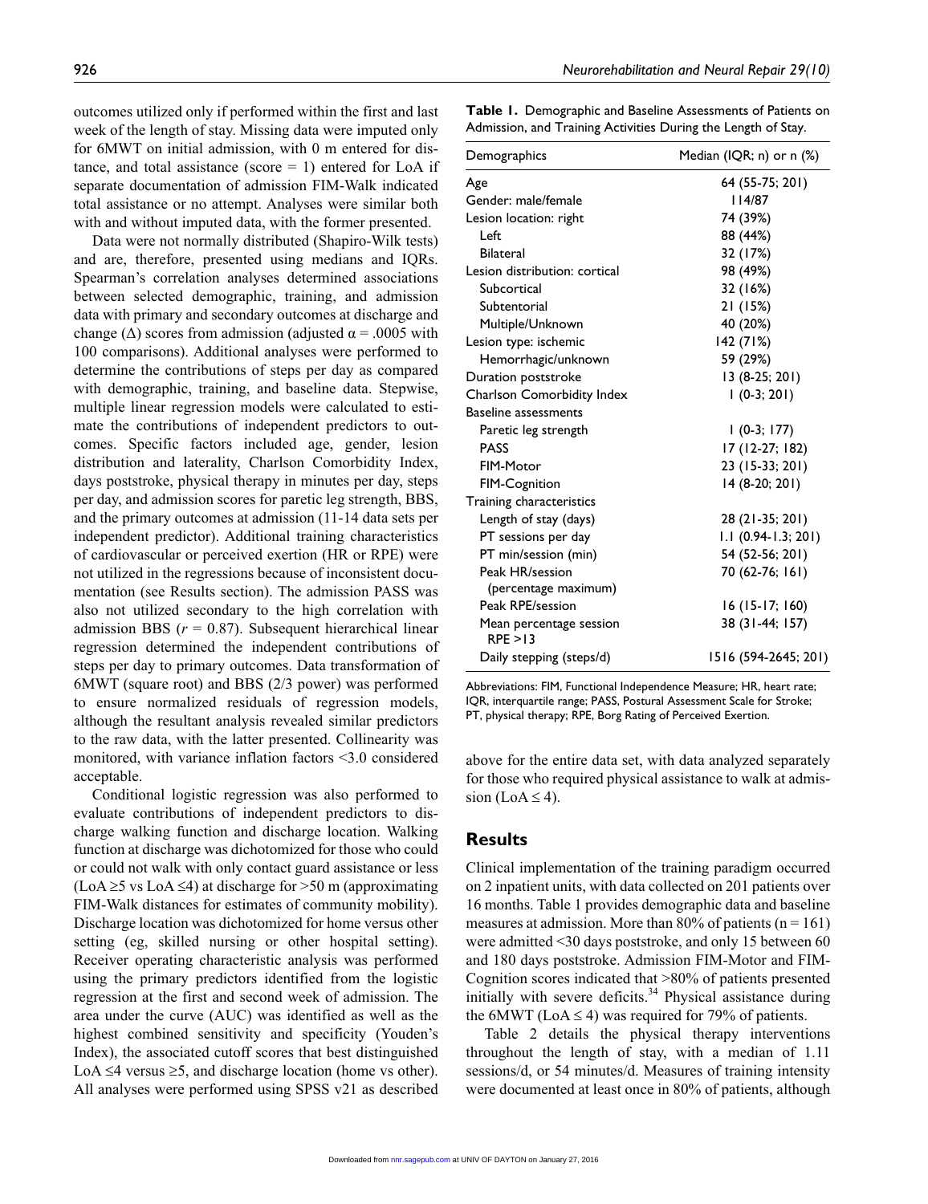outcomes utilized only if performed within the first and last week of the length of stay. Missing data were imputed only for 6MWT on initial admission, with 0 m entered for distance, and total assistance (score = 1) entered for LoA if separate documentation of admission FIM-Walk indicated total assistance or no attempt. Analyses were similar both with and without imputed data, with the former presented.

Data were not normally distributed (Shapiro-Wilk tests) and are, therefore, presented using medians and IQRs. Spearman's correlation analyses determined associations between selected demographic, training, and admission data with primary and secondary outcomes at discharge and change (Δ) scores from admission (adjusted $\alpha = .0005$ with 100 comparisons). Additional analyses were performed to determine the contributions of steps per day as compared with demographic, training, and baseline data. Stepwise, multiple linear regression models were calculated to estimate the contributions of independent predictors to outcomes. Specific factors included age, gender, lesion distribution and laterality, Charlson Comorbidity Index, days poststroke, physical therapy in minutes per day, steps per day, and admission scores for paretic leg strength, BBS, and the primary outcomes at admission (11-14 data sets per independent predictor). Additional training characteristics of cardiovascular or perceived exertion (HR or RPE) were not utilized in the regressions because of inconsistent documentation (see Results section). The admission PASS was also not utilized secondary to the high correlation with admission BBS ($r = 0.87$). Subsequent hierarchical linear regression determined the independent contributions of steps per day to primary outcomes. Data transformation of 6MWT (square root) and BBS (2/3 power) was performed to ensure normalized residuals of regression models, although the resultant analysis revealed similar predictors to the raw data, with the latter presented. Collinearity was monitored, with variance inflation factors <3.0 considered acceptable.

Conditional logistic regression was also performed to evaluate contributions of independent predictors to discharge walking function and discharge location. Walking function at discharge was dichotomized for those who could or could not walk with only contact guard assistance or less (LoA ≥5 vs LoA ≤4) at discharge for >50 m (approximating FIM-Walk distances for estimates of community mobility). Discharge location was dichotomized for home versus other setting (eg, skilled nursing or other hospital setting). Receiver operating characteristic analysis was performed using the primary predictors identified from the logistic regression at the first and second week of admission. The area under the curve (AUC) was identified as well as the highest combined sensitivity and specificity (Youden's Index), the associated cutoff scores that best distinguished LoA ≤4 versus ≥5, and discharge location (home vs other). All analyses were performed using SPSS v21 as described above for the entire data set, with data analyzed separately for those who required physical assistance to walk at admission (LoA ≤ 4).

**Table 1.** Demographic and Baseline Assessments of Patients on Admission, and Training Activities During the Length of Stay.

| Demographics | Median (IQR; n) or n (%) |
|---|---|
| Age | 64 (55-75; 201) |
| Gender: male/female | 114/87 |
| Lesion location: right | 74 (39%) |
| Left | 88 (44%) |
| Bilateral | 32 (17%) |
| Lesion distribution: cortical | 98 (49%) |
| Subcortical | 32 (16%) |
| Subtentorial | 21 (15%) |
| Multiple/Unknown | 40 (20%) |
| Lesion type: ischemic | 142 (71%) |
| Hemorrhagic/unknown | 59 (29%) |
| Duration poststroke | 13 (8-25; 201) |
| Charlson Comorbidity Index | 1 (0-3; 201) |
| Baseline assessments | |
| Paretic leg strength | 1 (0-3; 177) |
| PASS | 17 (12-27; 182) |
| FIM-Motor | 23 (15-33; 201) |
| FIM-Cognition | 14 (8-20; 201) |
| Training characteristics | |
| Length of stay (days) | 28 (21-35; 201) |
| PT sessions per day | 1.1 (0.94-1.3; 201) |
| PT min/session (min) | 54 (52-56; 201) |
| Peak HR/session (percentage maximum) | 70 (62-76; 161) |
| Peak RPE/session | 16 (15-17; 160) |
| Mean percentage session RPE >13 | 38 (31-44; 157) |
| Daily stepping (steps/d) | 1516 (594-2645; 201) |

Abbreviations: FIM, Functional Independence Measure; HR, heart rate; IQR, interquartile range; PASS, Postural Assessment Scale for Stroke; PT, physical therapy; RPE, Borg Rating of Perceived Exertion.

## Results

Clinical implementation of the training paradigm occurred on 2 inpatient units, with data collected on 201 patients over 16 months. Table 1 provides demographic data and baseline measures at admission. More than 80% of patients (n = 161) were admitted <30 days poststroke, and only 15 between 60 and 180 days poststroke. Admission FIM-Motor and FIM-Cognition scores indicated that >80% of patients presented initially with severe deficits.[34] Physical assistance during the 6MWT (LoA ≤ 4) was required for 79% of patients.

Table 2 details the physical therapy interventions throughout the length of stay, with a median of 1.11 sessions/d, or 54 minutes/d. Measures of training intensity were documented at least once in 80% of patients, although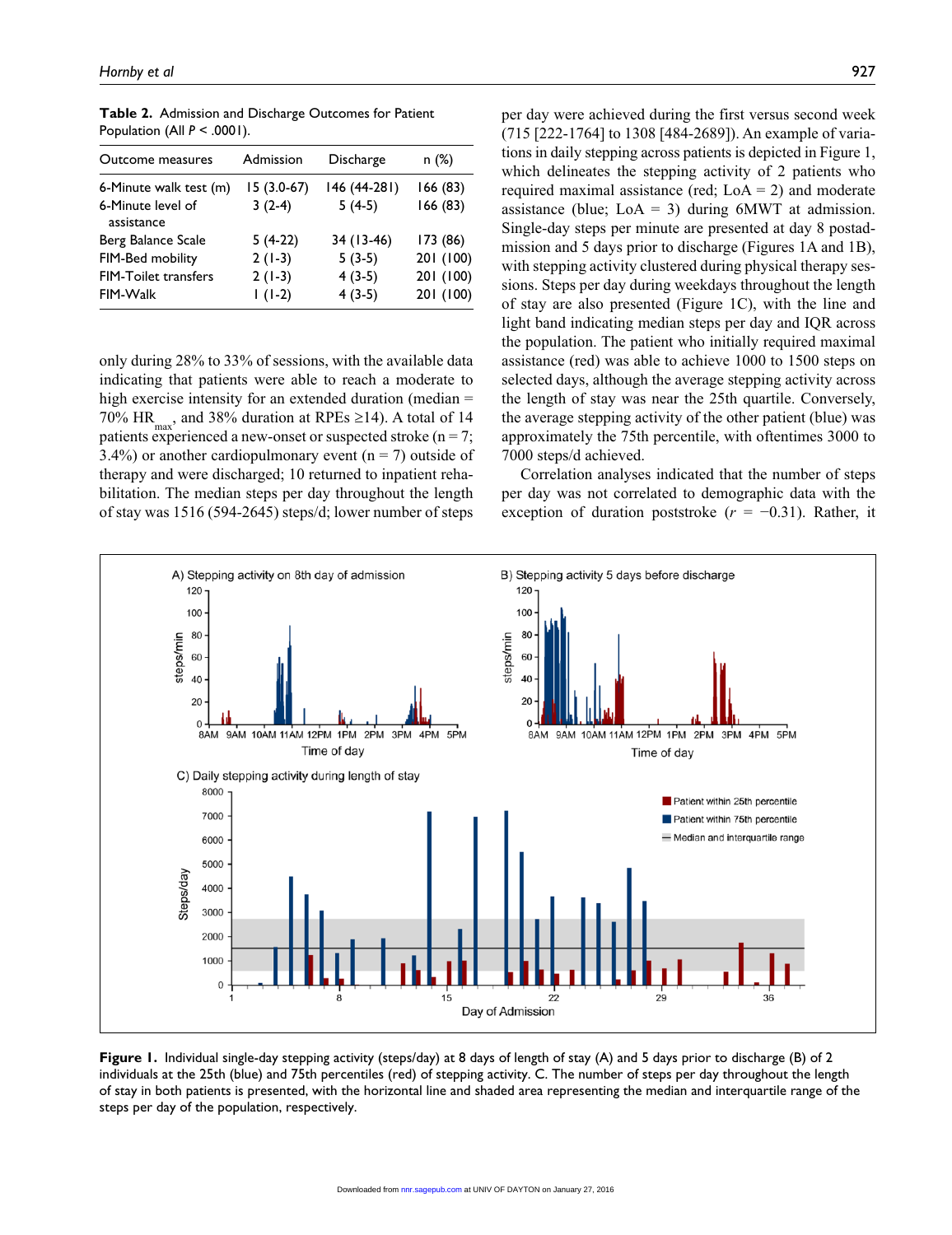**Table 2.** Admission and Discharge Outcomes for Patient Population (All $P < .0001$).

| Outcome measures | Admission | Discharge | n (%) |
|---|---|---|---|
| 6-Minute walk test (m) | 15 (3.0-67) | 146 (44-281) | 166 (83) |
| 6-Minute level of assistance | 3 (2-4) | 5 (4-5) | 166 (83) |
| Berg Balance Scale | 5 (4-22) | 34 (13-46) | 173 (86) |
| FIM-Bed mobility | 2 (1-3) | 5 (3-5) | 201 (100) |
| FIM-Toilet transfers | 2 (1-3) | 4 (3-5) | 201 (100) |
| FIM-Walk | 1 (1-2) | 4 (3-5) | 201 (100) |

only during 28% to 33% of sessions, with the available data indicating that patients were able to reach a moderate to high exercise intensity for an extended duration (median = 70% $HR_{max}$, and 38% duration at RPEs ≥14). A total of 14 patients experienced a new-onset or suspected stroke (n = 7; 3.4%) or another cardiopulmonary event (n = 7) outside of therapy and were discharged; 10 returned to inpatient rehabilitation. The median steps per day throughout the length of stay was 1516 (594-2645) steps/d; lower number of steps per day were achieved during the first versus second week (715 [222-1764] to 1308 [484-2689]). An example of variations in daily stepping across patients is depicted in Figure 1, which delineates the stepping activity of 2 patients who required maximal assistance (red; LoA = 2) and moderate assistance (blue; LoA = 3) during 6MWT at admission. Single-day steps per minute are presented at day 8 postadmission and 5 days prior to discharge (Figures 1A and 1B), with stepping activity clustered during physical therapy sessions. Steps per day during weekdays throughout the length of stay are also presented (Figure 1C), with the line and light band indicating median steps per day and IQR across the population. The patient who initially required maximal assistance (red) was able to achieve 1000 to 1500 steps on selected days, although the average stepping activity across the length of stay was near the 25th quartile. Conversely, the average stepping activity of the other patient (blue) was approximately the 75th percentile, with oftentimes 3000 to 7000 steps/d achieved.

Correlation analyses indicated that the number of steps per day was not correlated to demographic data with the exception of duration poststroke ($r$ = −0.31). Rather, it

**Figure 1.** Individual single-day stepping activity (steps/day) at 8 days of length of stay (A) and 5 days prior to discharge (B) of 2 individuals at the 25th (blue) and 75th percentiles (red) of stepping activity. C. The number of steps per day throughout the length of stay in both patients is presented, with the horizontal line and shaded area representing the median and interquartile range of the steps per day of the population, respectively.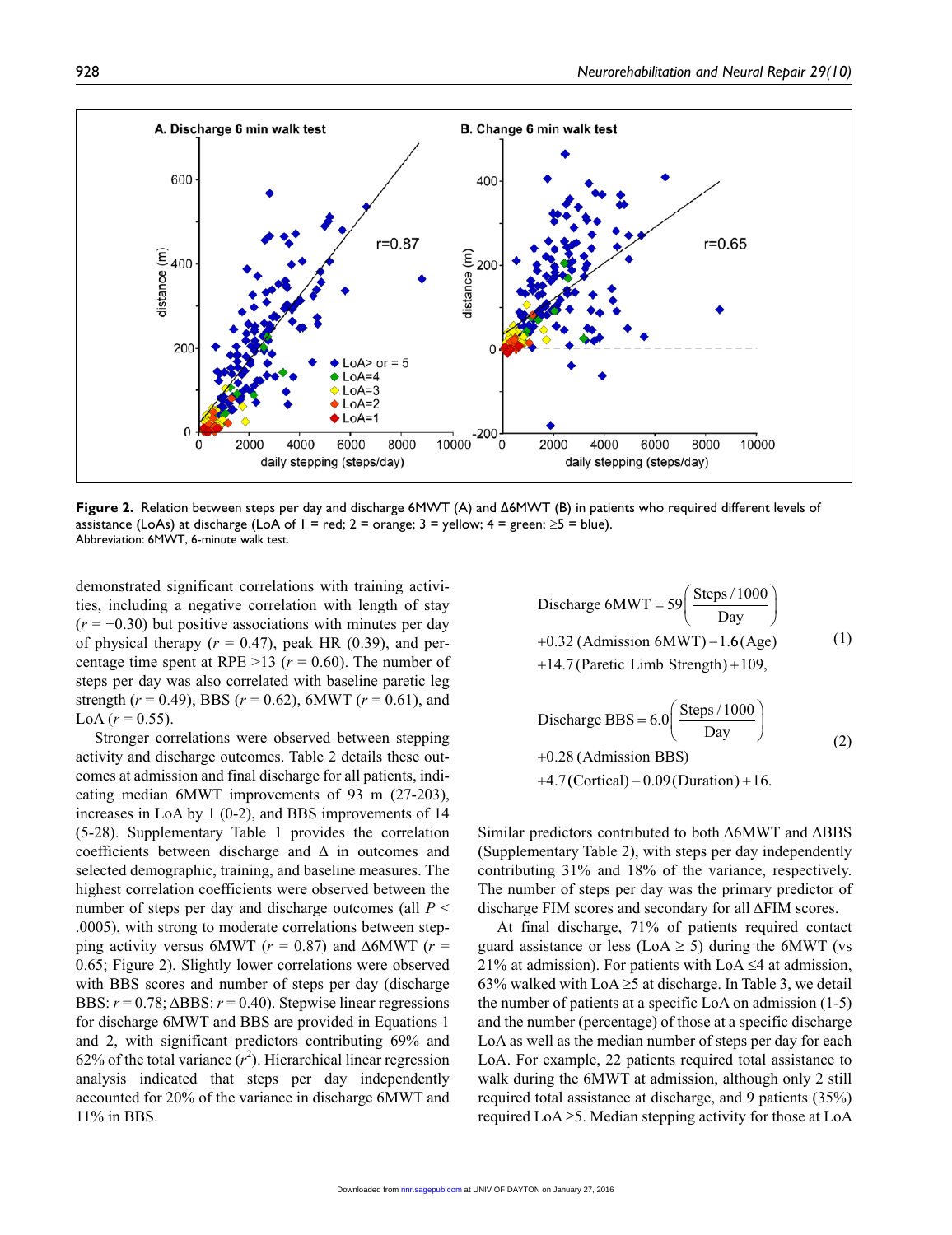**Figure 2.** Relation between steps per day and discharge 6MWT (A) and Δ6MWT (B) in patients who required different levels of assistance (LoAs) at discharge (LoA of 1 = red; 2 = orange; 3 = yellow; 4 = green; ≥5 = blue).
Abbreviation: 6MWT, 6-minute walk test.

demonstrated significant correlations with training activities, including a negative correlation with length of stay ($r = -0.30$) but positive associations with minutes per day of physical therapy ($r = 0.47$), peak HR (0.39), and percentage time spent at RPE >13 ($r = 0.60$). The number of steps per day was also correlated with baseline paretic leg strength ($r = 0.49$), BBS ($r = 0.62$), 6MWT ($r = 0.61$), and LoA ($r = 0.55$).

Stronger correlations were observed between stepping activity and discharge outcomes. Table 2 details these outcomes at admission and final discharge for all patients, indicating median 6MWT improvements of 93 m (27-203), increases in LoA by 1 (0-2), and BBS improvements of 14 (5-28). Supplementary Table 1 provides the correlation coefficients between discharge and Δ in outcomes and selected demographic, training, and baseline measures. The highest correlation coefficients were observed between the number of steps per day and discharge outcomes (all $P < .0005$), with strong to moderate correlations between stepping activity versus 6MWT ($r = 0.87$) and Δ6MWT ($r = 0.65$; Figure 2). Slightly lower correlations were observed with BBS scores and number of steps per day (discharge BBS: $r = 0.78$; ΔBBS: $r = 0.40$). Stepwise linear regressions for discharge 6MWT and BBS are provided in Equations 1 and 2, with significant predictors contributing 69% and 62% of the total variance ($r^2$). Hierarchical linear regression analysis indicated that steps per day independently accounted for 20% of the variance in discharge 6MWT and 11% in BBS.

$$\text{Discharge 6MWT} = 59\left(\frac{\text{Steps}/1000}{\text{Day}}\right) + 0.32\,(\text{Admission 6MWT}) - 1.6(\text{Age}) + 14.7(\text{Paretic Limb Strength}) + 109, \quad (1)$$

$$\text{Discharge BBS} = 6.0\left(\frac{\text{Steps}/1000}{\text{Day}}\right) + 0.28\,(\text{Admission BBS}) + 4.7(\text{Cortical}) - 0.09(\text{Duration}) + 16. \quad (2)$$

Similar predictors contributed to both Δ6MWT and ΔBBS (Supplementary Table 2), with steps per day independently contributing 31% and 18% of the variance, respectively. The number of steps per day was the primary predictor of discharge FIM scores and secondary for all ΔFIM scores.

At final discharge, 71% of patients required contact guard assistance or less (LoA ≥ 5) during the 6MWT (vs 21% at admission). For patients with LoA ≤4 at admission, 63% walked with LoA ≥5 at discharge. In Table 3, we detail the number of patients at a specific LoA on admission (1-5) and the number (percentage) of those at a specific discharge LoA as well as the median number of steps per day for each LoA. For example, 22 patients required total assistance to walk during the 6MWT at admission, although only 2 still required total assistance at discharge, and 9 patients (35%) required LoA ≥5. Median stepping activity for those at LoA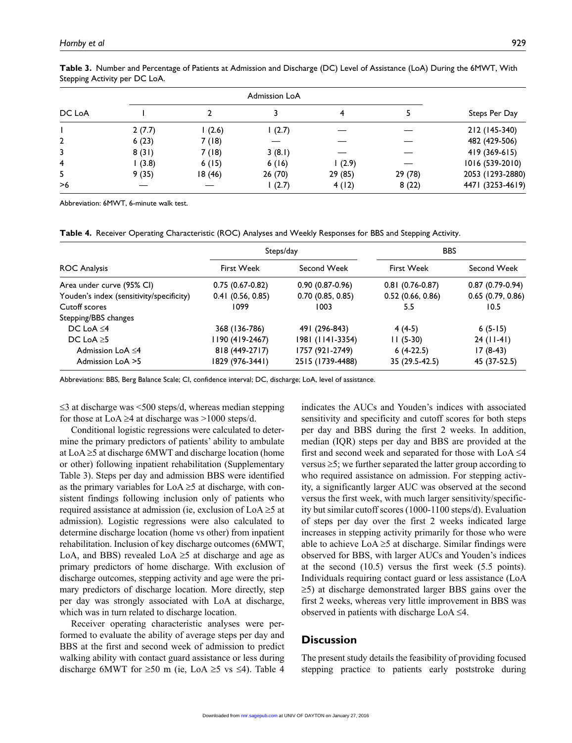**Table 3.** Number and Percentage of Patients at Admission and Discharge (DC) Level of Assistance (LoA) During the 6MWT, With Stepping Activity per DC LoA.

| DC LoA | Admission LoA | | | | | Steps Per Day |
|---|---|---|---|---|---|---|
| | 1 | 2 | 3 | 4 | 5 | |
| 1 | 2 (7.7) | 1 (2.6) | 1 (2.7) | — | — | 212 (145-340) |
| 2 | 6 (23) | 7 (18) | — | — | — | 482 (429-506) |
| 3 | 8 (31) | 7 (18) | 3 (8.1) | — | — | 419 (369-615) |
| 4 | 1 (3.8) | 6 (15) | 6 (16) | 1 (2.9) | — | 1016 (539-2010) |
| 5 | 9 (35) | 18 (46) | 26 (70) | 29 (85) | 29 (78) | 2053 (1293-2880) |
| >6 | — | — | 1 (2.7) | 4 (12) | 8 (22) | 4471 (3253-4619) |

Abbreviation: 6MWT, 6-minute walk test.

**Table 4.** Receiver Operating Characteristic (ROC) Analyses and Weekly Responses for BBS and Stepping Activity.

| ROC Analysis | Steps/day | | BBS | |
|---|---|---|---|---|
| | First Week | Second Week | First Week | Second Week |
| Area under curve (95% CI) | 0.75 (0.67-0.82) | 0.90 (0.87-0.96) | 0.81 (0.76-0.87) | 0.87 (0.79-0.94) |
| Youden's index (sensitivity/specificity) | 0.41 (0.56, 0.85) | 0.70 (0.85, 0.85) | 0.52 (0.66, 0.86) | 0.65 (0.79, 0.86) |
| Cutoff scores | 1099 | 1003 | 5.5 | 10.5 |
| Stepping/BBS changes | | | | |
| DC LoA ≤4 | 368 (136-786) | 491 (296-843) | 4 (4-5) | 6 (5-15) |
| DC LoA ≥5 | 1190 (419-2467) | 1981 (1141-3354) | 11 (5-30) | 24 (11-41) |
| Admission LoA ≤4 | 818 (449-2717) | 1757 (921-2749) | 6 (4-22.5) | 17 (8-43) |
| Admission LoA >5 | 1829 (976-3441) | 2515 (1739-4488) | 35 (29.5-42.5) | 45 (37-52.5) |

Abbreviations: BBS, Berg Balance Scale; CI, confidence interval; DC, discharge; LoA, level of assistance.

≤3 at discharge was <500 steps/d, whereas median stepping for those at LoA ≥4 at discharge was >1000 steps/d.

Conditional logistic regressions were calculated to determine the primary predictors of patients' ability to ambulate at LoA ≥5 at discharge 6MWT and discharge location (home or other) following inpatient rehabilitation (Supplementary Table 3). Steps per day and admission BBS were identified as the primary variables for LoA ≥5 at discharge, with consistent findings following inclusion only of patients who required assistance at admission (ie, exclusion of LoA ≥5 at admission). Logistic regressions were also calculated to determine discharge location (home vs other) from inpatient rehabilitation. Inclusion of key discharge outcomes (6MWT, LoA, and BBS) revealed LoA ≥5 at discharge and age as primary predictors of home discharge. With exclusion of discharge outcomes, stepping activity and age were the primary predictors of discharge location. More directly, step per day was strongly associated with LoA at discharge, which was in turn related to discharge location.

Receiver operating characteristic analyses were performed to evaluate the ability of average steps per day and BBS at the first and second week of admission to predict walking ability with contact guard assistance or less during discharge 6MWT for ≥50 m (ie, LoA ≥5 vs ≤4). Table 4 indicates the AUCs and Youden's indices with associated sensitivity and specificity and cutoff scores for both steps per day and BBS during the first 2 weeks. In addition, median (IQR) steps per day and BBS are provided at the first and second week and separated for those with LoA ≤4 versus ≥5; we further separated the latter group according to who required assistance on admission. For stepping activity, a significantly larger AUC was observed at the second versus the first week, with much larger sensitivity/specificity but similar cutoff scores (1000-1100 steps/d). Evaluation of steps per day over the first 2 weeks indicated large increases in stepping activity primarily for those who were able to achieve LoA ≥5 at discharge. Similar findings were observed for BBS, with larger AUCs and Youden's indices at the second (10.5) versus the first week (5.5 points). Individuals requiring contact guard or less assistance (LoA ≥5) at discharge demonstrated larger BBS gains over the first 2 weeks, whereas very little improvement in BBS was observed in patients with discharge LoA ≤4.

## Discussion

The present study details the feasibility of providing focused stepping practice to patients early poststroke during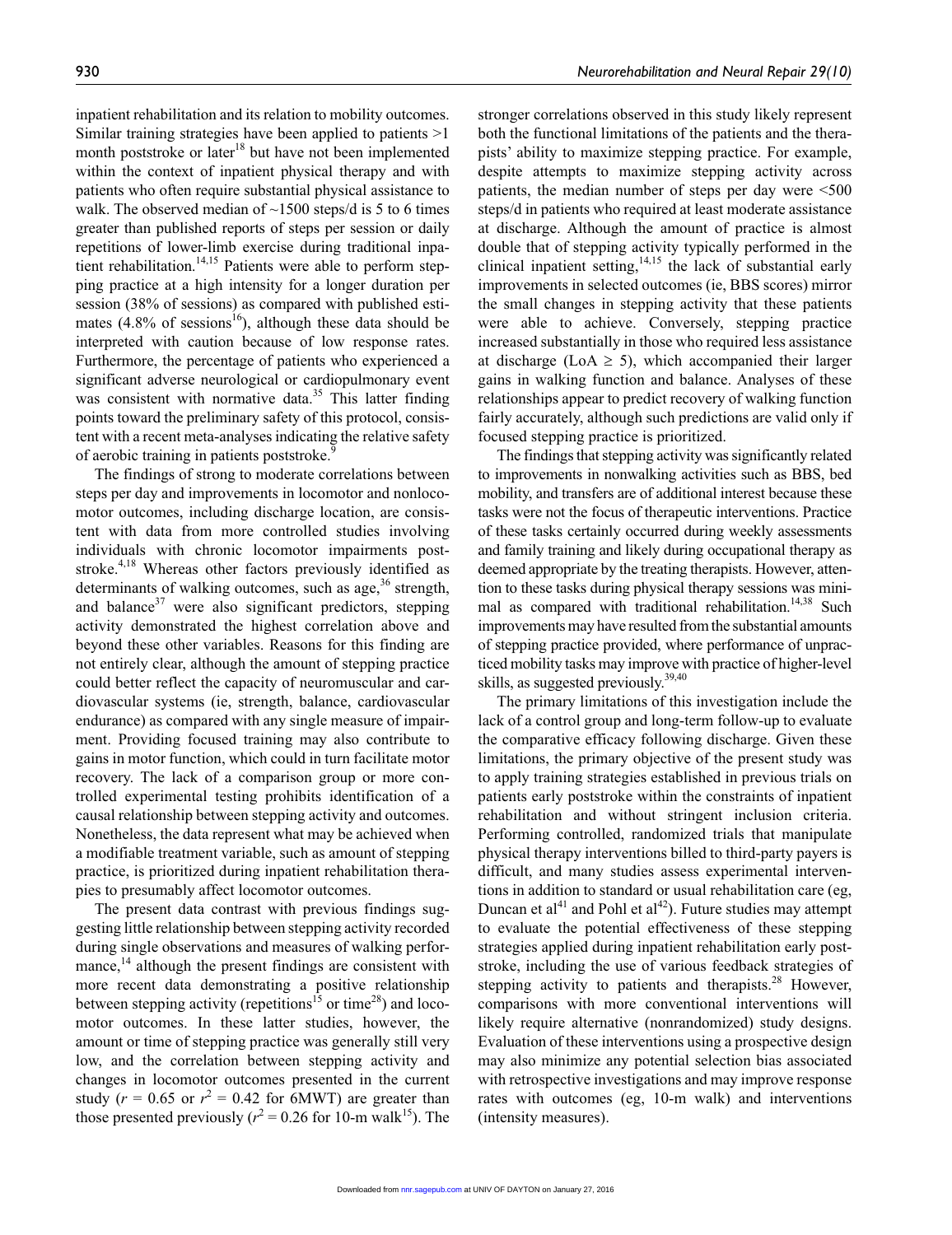inpatient rehabilitation and its relation to mobility outcomes. Similar training strategies have been applied to patients >1 month poststroke or later[18] but have not been implemented within the context of inpatient physical therapy and with patients who often require substantial physical assistance to walk. The observed median of ~1500 steps/d is 5 to 6 times greater than published reports of steps per session or daily repetitions of lower-limb exercise during traditional inpatient rehabilitation.[14,15] Patients were able to perform stepping practice at a high intensity for a longer duration per session (38% of sessions) as compared with published estimates (4.8% of sessions[16]), although these data should be interpreted with caution because of low response rates. Furthermore, the percentage of patients who experienced a significant adverse neurological or cardiopulmonary event was consistent with normative data.[35] This latter finding points toward the preliminary safety of this protocol, consistent with a recent meta-analyses indicating the relative safety of aerobic training in patients poststroke.[9]

The findings of strong to moderate correlations between steps per day and improvements in locomotor and nonlocomotor outcomes, including discharge location, are consistent with data from more controlled studies involving individuals with chronic locomotor impairments poststroke.[4,18] Whereas other factors previously identified as determinants of walking outcomes, such as age,[36] strength, and balance[37] were also significant predictors, stepping activity demonstrated the highest correlation above and beyond these other variables. Reasons for this finding are not entirely clear, although the amount of stepping practice could better reflect the capacity of neuromuscular and cardiovascular systems (ie, strength, balance, cardiovascular endurance) as compared with any single measure of impairment. Providing focused training may also contribute to gains in motor function, which could in turn facilitate motor recovery. The lack of a comparison group or more controlled experimental testing prohibits identification of a causal relationship between stepping activity and outcomes. Nonetheless, the data represent what may be achieved when a modifiable treatment variable, such as amount of stepping practice, is prioritized during inpatient rehabilitation therapies to presumably affect locomotor outcomes.

The present data contrast with previous findings suggesting little relationship between stepping activity recorded during single observations and measures of walking performance,[14] although the present findings are consistent with more recent data demonstrating a positive relationship between stepping activity (repetitions[15] or time[28]) and locomotor outcomes. In these latter studies, however, the amount or time of stepping practice was generally still very low, and the correlation between stepping activity and changes in locomotor outcomes presented in the current study ($r$ = 0.65 or $r^2$ = 0.42 for 6MWT) are greater than those presented previously ($r^2$ = 0.26 for 10-m walk[15]). The stronger correlations observed in this study likely represent both the functional limitations of the patients and the therapists' ability to maximize stepping practice. For example, despite attempts to maximize stepping activity across patients, the median number of steps per day were <500 steps/d in patients who required at least moderate assistance at discharge. Although the amount of practice is almost double that of stepping activity typically performed in the clinical inpatient setting,[14,15] the lack of substantial early improvements in selected outcomes (ie, BBS scores) mirror the small changes in stepping activity that these patients were able to achieve. Conversely, stepping practice increased substantially in those who required less assistance at discharge (LoA ≥ 5), which accompanied their larger gains in walking function and balance. Analyses of these relationships appear to predict recovery of walking function fairly accurately, although such predictions are valid only if focused stepping practice is prioritized.

The findings that stepping activity was significantly related to improvements in nonwalking activities such as BBS, bed mobility, and transfers are of additional interest because these tasks were not the focus of therapeutic interventions. Practice of these tasks certainly occurred during weekly assessments and family training and likely during occupational therapy as deemed appropriate by the treating therapists. However, attention to these tasks during physical therapy sessions was minimal as compared with traditional rehabilitation.[14,38] Such improvements may have resulted from the substantial amounts of stepping practice provided, where performance of unpracticed mobility tasks may improve with practice of higher-level skills, as suggested previously.[39,40]

The primary limitations of this investigation include the lack of a control group and long-term follow-up to evaluate the comparative efficacy following discharge. Given these limitations, the primary objective of the present study was to apply training strategies established in previous trials on patients early poststroke within the constraints of inpatient rehabilitation and without stringent inclusion criteria. Performing controlled, randomized trials that manipulate physical therapy interventions billed to third-party payers is difficult, and many studies assess experimental interventions in addition to standard or usual rehabilitation care (eg, Duncan et al[41] and Pohl et al[42]). Future studies may attempt to evaluate the potential effectiveness of these stepping strategies applied during inpatient rehabilitation early poststroke, including the use of various feedback strategies of stepping activity to patients and therapists.[28] However, comparisons with more conventional interventions will likely require alternative (nonrandomized) study designs. Evaluation of these interventions using a prospective design may also minimize any potential selection bias associated with retrospective investigations and may improve response rates with outcomes (eg, 10-m walk) and interventions (intensity measures).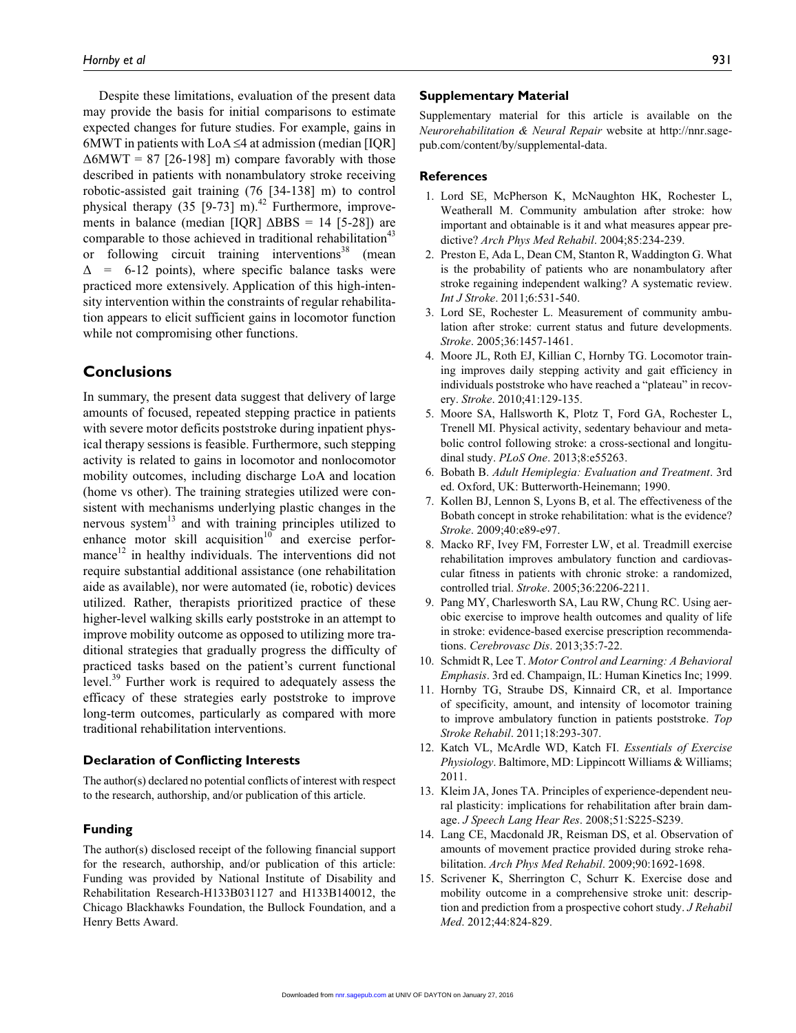Despite these limitations, evaluation of the present data may provide the basis for initial comparisons to estimate expected changes for future studies. For example, gains in 6MWT in patients with LoA ≤4 at admission (median [IQR] $\Delta$6MWT = 87 [26-198] m) compare favorably with those described in patients with nonambulatory stroke receiving robotic-assisted gait training (76 [34-138] m) to control physical therapy (35 [9-73] m).[42] Furthermore, improvements in balance (median [IQR] $\Delta$BBS = 14 [5-28]) are comparable to those achieved in traditional rehabilitation[43] or following circuit training interventions[38] (mean $\Delta$ = 6-12 points), where specific balance tasks were practiced more extensively. Application of this high-intensity intervention within the constraints of regular rehabilitation appears to elicit sufficient gains in locomotor function while not compromising other functions.

## Conclusions

In summary, the present data suggest that delivery of large amounts of focused, repeated stepping practice in patients with severe motor deficits poststroke during inpatient physical therapy sessions is feasible. Furthermore, such stepping activity is related to gains in locomotor and nonlocomotor mobility outcomes, including discharge LoA and location (home vs other). The training strategies utilized were consistent with mechanisms underlying plastic changes in the nervous system[13] and with training principles utilized to enhance motor skill acquisition[10] and exercise performance[12] in healthy individuals. The interventions did not require substantial additional assistance (one rehabilitation aide as available), nor were automated (ie, robotic) devices utilized. Rather, therapists prioritized practice of these higher-level walking skills early poststroke in an attempt to improve mobility outcome as opposed to utilizing more traditional strategies that gradually progress the difficulty of practiced tasks based on the patient's current functional level.[39] Further work is required to adequately assess the efficacy of these strategies early poststroke to improve long-term outcomes, particularly as compared with more traditional rehabilitation interventions.

### Declaration of Conflicting Interests

The author(s) declared no potential conflicts of interest with respect to the research, authorship, and/or publication of this article.

### Funding

The author(s) disclosed receipt of the following financial support for the research, authorship, and/or publication of this article: Funding was provided by National Institute of Disability and Rehabilitation Research-H133B031127 and H133B140012, the Chicago Blackhawks Foundation, the Bullock Foundation, and a Henry Betts Award.

### Supplementary Material

Supplementary material for this article is available on the *Neurorehabilitation & Neural Repair* website at http://nnr.sagepub.com/content/by/supplemental-data.

### References

1. Lord SE, McPherson K, McNaughton HK, Rochester L, Weatherall M. Community ambulation after stroke: how important and obtainable is it and what measures appear predictive? *Arch Phys Med Rehabil*. 2004;85:234-239.
2. Preston E, Ada L, Dean CM, Stanton R, Waddington G. What is the probability of patients who are nonambulatory after stroke regaining independent walking? A systematic review. *Int J Stroke*. 2011;6:531-540.
3. Lord SE, Rochester L. Measurement of community ambulation after stroke: current status and future developments. *Stroke*. 2005;36:1457-1461.
4. Moore JL, Roth EJ, Killian C, Hornby TG. Locomotor training improves daily stepping activity and gait efficiency in individuals poststroke who have reached a "plateau" in recovery. *Stroke*. 2010;41:129-135.
5. Moore SA, Hallsworth K, Plotz T, Ford GA, Rochester L, Trenell MI. Physical activity, sedentary behaviour and metabolic control following stroke: a cross-sectional and longitudinal study. *PLoS One*. 2013;8:e55263.
6. Bobath B. *Adult Hemiplegia: Evaluation and Treatment*. 3rd ed. Oxford, UK: Butterworth-Heinemann; 1990.
7. Kollen BJ, Lennon S, Lyons B, et al. The effectiveness of the Bobath concept in stroke rehabilitation: what is the evidence? *Stroke*. 2009;40:e89-e97.
8. Macko RF, Ivey FM, Forrester LW, et al. Treadmill exercise rehabilitation improves ambulatory function and cardiovascular fitness in patients with chronic stroke: a randomized, controlled trial. *Stroke*. 2005;36:2206-2211.
9. Pang MY, Charlesworth SA, Lau RW, Chung RC. Using aerobic exercise to improve health outcomes and quality of life in stroke: evidence-based exercise prescription recommendations. *Cerebrovasc Dis*. 2013;35:7-22.
10. Schmidt R, Lee T. *Motor Control and Learning: A Behavioral Emphasis*. 3rd ed. Champaign, IL: Human Kinetics Inc; 1999.
11. Hornby TG, Straube DS, Kinnaird CR, et al. Importance of specificity, amount, and intensity of locomotor training to improve ambulatory function in patients poststroke. *Top Stroke Rehabil*. 2011;18:293-307.
12. Katch VL, McArdle WD, Katch FI. *Essentials of Exercise Physiology*. Baltimore, MD: Lippincott Williams & Williams; 2011.
13. Kleim JA, Jones TA. Principles of experience-dependent neural plasticity: implications for rehabilitation after brain damage. *J Speech Lang Hear Res*. 2008;51:S225-S239.
14. Lang CE, Macdonald JR, Reisman DS, et al. Observation of amounts of movement practice provided during stroke rehabilitation. *Arch Phys Med Rehabil*. 2009;90:1692-1698.
15. Scrivener K, Sherrington C, Schurr K. Exercise dose and mobility outcome in a comprehensive stroke unit: description and prediction from a prospective cohort study. *J Rehabil Med*. 2012;44:824-829.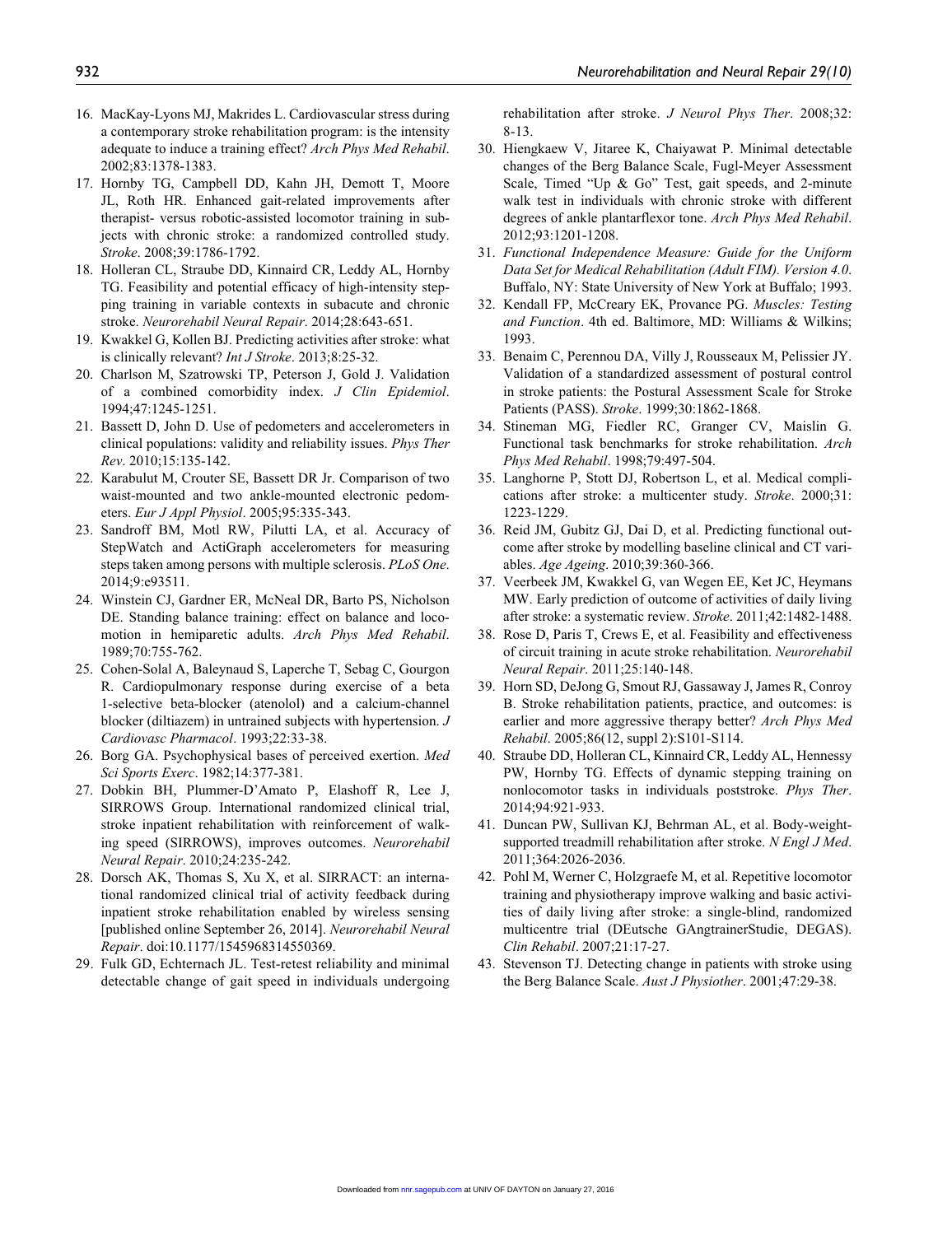16. MacKay-Lyons MJ, Makrides L. Cardiovascular stress during a contemporary stroke rehabilitation program: is the intensity adequate to induce a training effect? *Arch Phys Med Rehabil*. 2002;83:1378-1383.
17. Hornby TG, Campbell DD, Kahn JH, Demott T, Moore JL, Roth HR. Enhanced gait-related improvements after therapist- versus robotic-assisted locomotor training in subjects with chronic stroke: a randomized controlled study. *Stroke*. 2008;39:1786-1792.
18. Holleran CL, Straube DD, Kinnaird CR, Leddy AL, Hornby TG. Feasibility and potential efficacy of high-intensity stepping training in variable contexts in subacute and chronic stroke. *Neurorehabil Neural Repair*. 2014;28:643-651.
19. Kwakkel G, Kollen BJ. Predicting activities after stroke: what is clinically relevant? *Int J Stroke*. 2013;8:25-32.
20. Charlson M, Szatrowski TP, Peterson J, Gold J. Validation of a combined comorbidity index. *J Clin Epidemiol*. 1994;47:1245-1251.
21. Bassett D, John D. Use of pedometers and accelerometers in clinical populations: validity and reliability issues. *Phys Ther Rev*. 2010;15:135-142.
22. Karabulut M, Crouter SE, Bassett DR Jr. Comparison of two waist-mounted and two ankle-mounted electronic pedometers. *Eur J Appl Physiol*. 2005;95:335-343.
23. Sandroff BM, Motl RW, Pilutti LA, et al. Accuracy of StepWatch and ActiGraph accelerometers for measuring steps taken among persons with multiple sclerosis. *PLoS One*. 2014;9:e93511.
24. Winstein CJ, Gardner ER, McNeal DR, Barto PS, Nicholson DE. Standing balance training: effect on balance and locomotion in hemiparetic adults. *Arch Phys Med Rehabil*. 1989;70:755-762.
25. Cohen-Solal A, Baleynaud S, Laperche T, Sebag C, Gourgon R. Cardiopulmonary response during exercise of a beta 1-selective beta-blocker (atenolol) and a calcium-channel blocker (diltiazem) in untrained subjects with hypertension. *J Cardiovasc Pharmacol*. 1993;22:33-38.
26. Borg GA. Psychophysical bases of perceived exertion. *Med Sci Sports Exerc*. 1982;14:377-381.
27. Dobkin BH, Plummer-D'Amato P, Elashoff R, Lee J, SIRROWS Group. International randomized clinical trial, stroke inpatient rehabilitation with reinforcement of walking speed (SIRROWS), improves outcomes. *Neurorehabil Neural Repair*. 2010;24:235-242.
28. Dorsch AK, Thomas S, Xu X, et al. SIRRACT: an international randomized clinical trial of activity feedback during inpatient stroke rehabilitation enabled by wireless sensing [published online September 26, 2014]. *Neurorehabil Neural Repair*. doi:10.1177/1545968314550369.
29. Fulk GD, Echternach JL. Test-retest reliability and minimal detectable change of gait speed in individuals undergoing rehabilitation after stroke. *J Neurol Phys Ther*. 2008;32:8-13.
30. Hiengkaew V, Jitaree K, Chaiyawat P. Minimal detectable changes of the Berg Balance Scale, Fugl-Meyer Assessment Scale, Timed "Up & Go" Test, gait speeds, and 2-minute walk test in individuals with chronic stroke with different degrees of ankle plantarflexor tone. *Arch Phys Med Rehabil*. 2012;93:1201-1208.
31. *Functional Independence Measure: Guide for the Uniform Data Set for Medical Rehabilitation (Adult FIM). Version 4.0*. Buffalo, NY: State University of New York at Buffalo; 1993.
32. Kendall FP, McCreary EK, Provance PG. *Muscles: Testing and Function*. 4th ed. Baltimore, MD: Williams & Wilkins; 1993.
33. Benaim C, Perennou DA, Villy J, Rousseaux M, Pelissier JY. Validation of a standardized assessment of postural control in stroke patients: the Postural Assessment Scale for Stroke Patients (PASS). *Stroke*. 1999;30:1862-1868.
34. Stineman MG, Fiedler RC, Granger CV, Maislin G. Functional task benchmarks for stroke rehabilitation. *Arch Phys Med Rehabil*. 1998;79:497-504.
35. Langhorne P, Stott DJ, Robertson L, et al. Medical complications after stroke: a multicenter study. *Stroke*. 2000;31:1223-1229.
36. Reid JM, Gubitz GJ, Dai D, et al. Predicting functional outcome after stroke by modelling baseline clinical and CT variables. *Age Ageing*. 2010;39:360-366.
37. Veerbeek JM, Kwakkel G, van Wegen EE, Ket JC, Heymans MW. Early prediction of outcome of activities of daily living after stroke: a systematic review. *Stroke*. 2011;42:1482-1488.
38. Rose D, Paris T, Crews E, et al. Feasibility and effectiveness of circuit training in acute stroke rehabilitation. *Neurorehabil Neural Repair*. 2011;25:140-148.
39. Horn SD, DeJong G, Smout RJ, Gassaway J, James R, Conroy B. Stroke rehabilitation patients, practice, and outcomes: is earlier and more aggressive therapy better? *Arch Phys Med Rehabil*. 2005;86(12, suppl 2):S101-S114.
40. Straube DD, Holleran CL, Kinnaird CR, Leddy AL, Hennessy PW, Hornby TG. Effects of dynamic stepping training on nonlocomotor tasks in individuals poststroke. *Phys Ther*. 2014;94:921-933.
41. Duncan PW, Sullivan KJ, Behrman AL, et al. Body-weight-supported treadmill rehabilitation after stroke. *N Engl J Med*. 2011;364:2026-2036.
42. Pohl M, Werner C, Holzgraefe M, et al. Repetitive locomotor training and physiotherapy improve walking and basic activities of daily living after stroke: a single-blind, randomized multicentre trial (DEutsche GAngtrainerStudie, DEGAS). *Clin Rehabil*. 2007;21:17-27.
43. Stevenson TJ. Detecting change in patients with stroke using the Berg Balance Scale. *Aust J Physiother*. 2001;47:29-38.